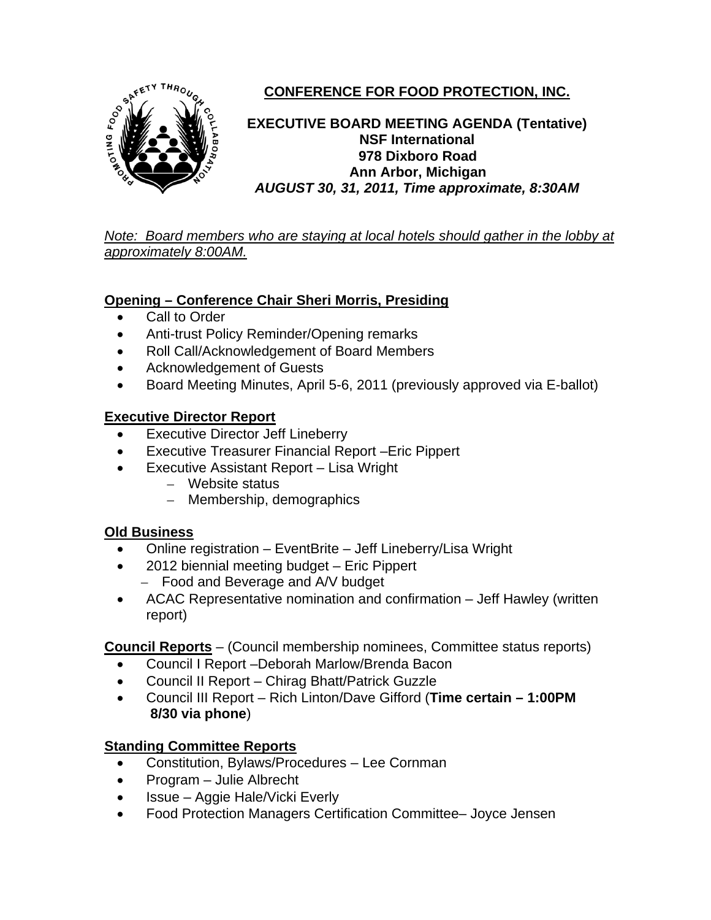# CONFERENCE FOR FOOD PROTECTION, INC.

**EXECUTIVE BOARD MEETING AGENDA (Tentative)**
**NSF International**
**978 Dixboro Road**
**Ann Arbor, Michigan**
***AUGUST 30, 31, 2011, Time approximate, 8:30AM***

*Note: Board members who are staying at local hotels should gather in the lobby at approximately 8:00AM.*

## Opening – Conference Chair Sheri Morris, Presiding

- Call to Order
- Anti-trust Policy Reminder/Opening remarks
- Roll Call/Acknowledgement of Board Members
- Acknowledgement of Guests
- Board Meeting Minutes, April 5-6, 2011 (previously approved via E-ballot)

## Executive Director Report

- Executive Director Jeff Lineberry
- Executive Treasurer Financial Report –Eric Pippert
- Executive Assistant Report – Lisa Wright
  - Website status
  - Membership, demographics

## Old Business

- Online registration – EventBrite – Jeff Lineberry/Lisa Wright
- 2012 biennial meeting budget – Eric Pippert
  - Food and Beverage and A/V budget
- ACAC Representative nomination and confirmation – Jeff Hawley (written report)

**Council Reports** – (Council membership nominees, Committee status reports)

- Council I Report –Deborah Marlow/Brenda Bacon
- Council II Report – Chirag Bhatt/Patrick Guzzle
- Council III Report – Rich Linton/Dave Gifford (**Time certain – 1:00PM 8/30 via phone**)

## Standing Committee Reports

- Constitution, Bylaws/Procedures – Lee Cornman
- Program – Julie Albrecht
- Issue – Aggie Hale/Vicki Everly
- Food Protection Managers Certification Committee– Joyce Jensen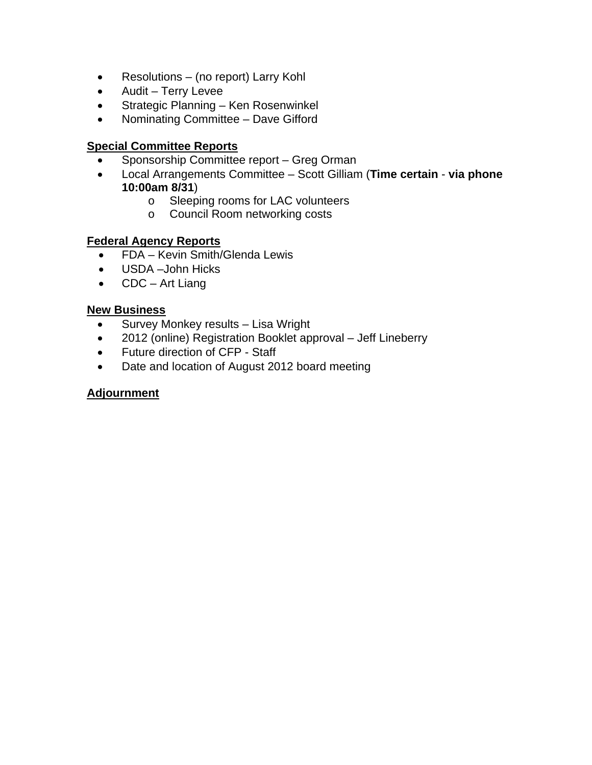- Resolutions – (no report) Larry Kohl
- Audit – Terry Levee
- Strategic Planning – Ken Rosenwinkel
- Nominating Committee – Dave Gifford

**Special Committee Reports**

- Sponsorship Committee report – Greg Orman
- Local Arrangements Committee – Scott Gilliam (**Time certain** - **via phone 10:00am 8/31**)
  - Sleeping rooms for LAC volunteers
  - Council Room networking costs

**Federal Agency Reports**

- FDA – Kevin Smith/Glenda Lewis
- USDA –John Hicks
- CDC – Art Liang

**New Business**

- Survey Monkey results – Lisa Wright
- 2012 (online) Registration Booklet approval – Jeff Lineberry
- Future direction of CFP - Staff
- Date and location of August 2012 board meeting

**Adjournment**